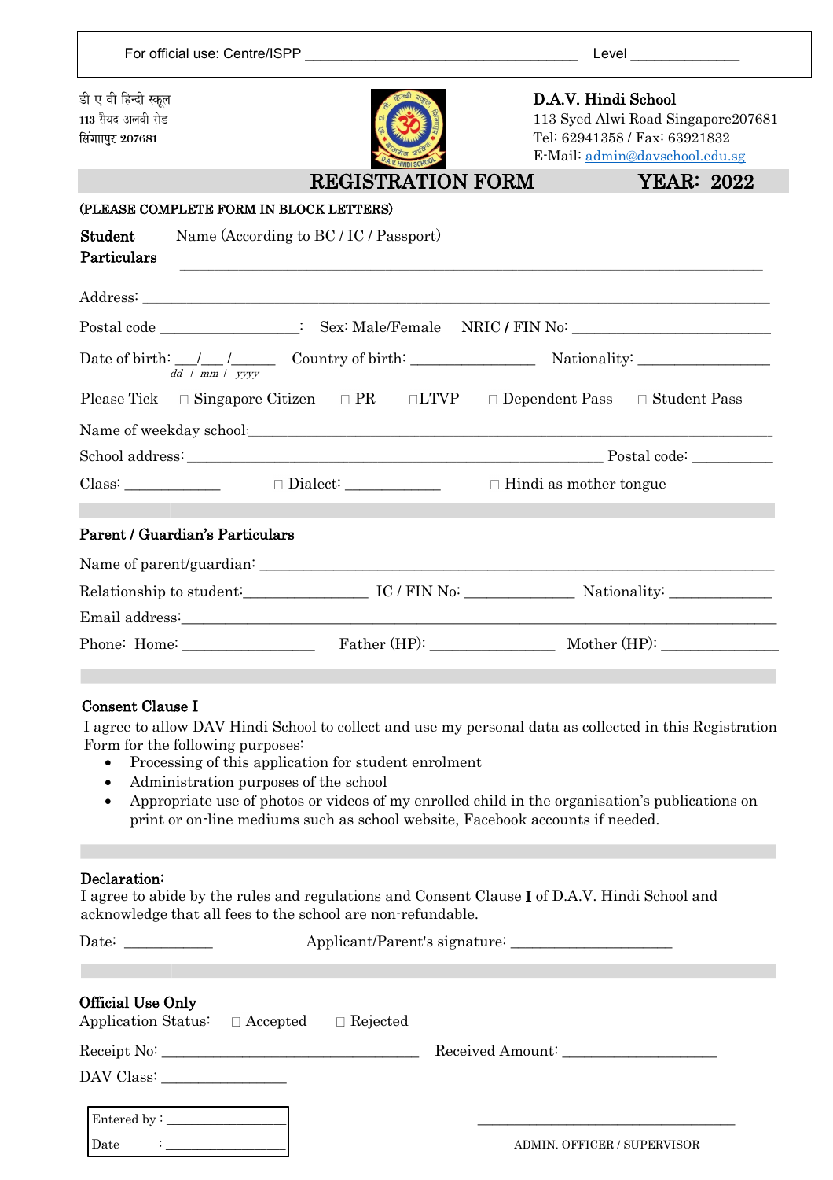For official use: Centre/ISPP ___________________________________ Level ______________

डी ए वी हिन्दी स्कूल
113 सैयद अलवी रोड
सिंगापुर 207681

**D.A.V. Hindi School**
113 Syed Alwi Road Singapore207681
Tel: 62941358 / Fax: 63921832
E-Mail: admin@davschool.edu.sg

# REGISTRATION FORM YEAR: 2022

**(PLEASE COMPLETE FORM IN BLOCK LETTERS)**

**Student Particulars** Name (According to BC / IC / Passport)

___________________________________________________________________________

Address: ___________________________________________________________________________

Postal code _________________: Sex: Male/Female NRIC / FIN No: ________________________

Date of birth: ___/___ /______ Country of birth: _______________ Nationality: ________________
*dd / mm / yyyy*

Please Tick ☐ Singapore Citizen ☐ PR ☐LTVP ☐ Dependent Pass ☐ Student Pass

Name of weekday school:___________________________________________________________________

School address: _________________________________________________ Postal code: __________

Class: ____________ ☐ Dialect: ____________ ☐ Hindi as mother tongue

**Parent / Guardian's Particulars**

Name of parent/guardian: _____________________________________________________________

Relationship to student:_______________ IC / FIN No: _____________ Nationality: ____________

Email address:_______________________________________________________________________

Phone: Home: ________________ Father (HP): _______________ Mother (HP): ______________

**Consent Clause I**

I agree to allow DAV Hindi School to collect and use my personal data as collected in this Registration Form for the following purposes:

- Processing of this application for student enrolment
- Administration purposes of the school
- Appropriate use of photos or videos of my enrolled child in the organisation's publications on print or on-line mediums such as school website, Facebook accounts if needed.

**Declaration:**
I agree to abide by the rules and regulations and Consent Clause **I** of D.A.V. Hindi School and acknowledge that all fees to the school are non-refundable.

Date: ___________ Applicant/Parent's signature: ____________________

**Official Use Only**
Application Status: ☐ Accepted ☐ Rejected

Receipt No: ______________________________ Received Amount: __________________

DAV Class: _______________

Entered by : ________________
Date : ________________

__________________________________
ADMIN. OFFICER / SUPERVISOR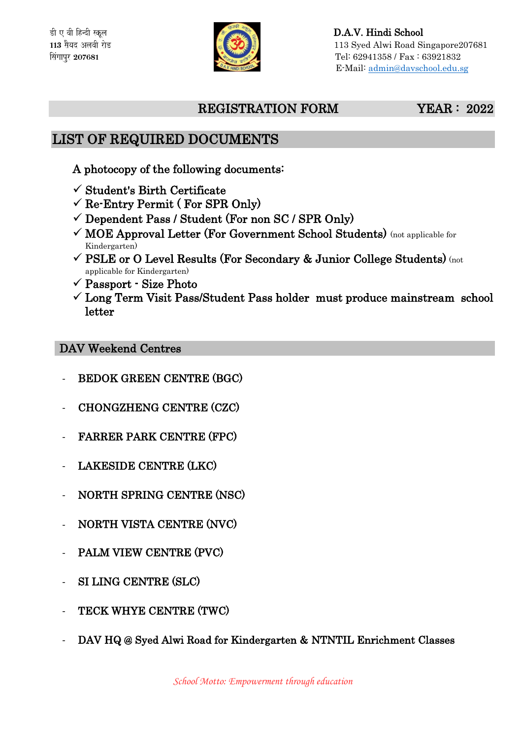डी ए वी हिन्दी स्कूल
113 सैयद अलवी रोड
सिंगापुर 207681

D.A.V. Hindi School
113 Syed Alwi Road Singapore207681
Tel: 62941358 / Fax : 63921832
E-Mail: admin@davschool.edu.sg

## REGISTRATION FORM YEAR : 2022

## LIST OF REQUIRED DOCUMENTS

A photocopy of the following documents:

- ✓ Student's Birth Certificate
- ✓ Re-Entry Permit ( For SPR Only)
- ✓ Dependent Pass / Student (For non SC / SPR Only)
- ✓ MOE Approval Letter (For Government School Students) (not applicable for Kindergarten)
- ✓ PSLE or O Level Results (For Secondary & Junior College Students) (not applicable for Kindergarten)
- ✓ Passport - Size Photo
- ✓ Long Term Visit Pass/Student Pass holder must produce mainstream school letter

### DAV Weekend Centres

- BEDOK GREEN CENTRE (BGC)
- CHONGZHENG CENTRE (CZC)
- FARRER PARK CENTRE (FPC)
- LAKESIDE CENTRE (LKC)
- NORTH SPRING CENTRE (NSC)
- NORTH VISTA CENTRE (NVC)
- PALM VIEW CENTRE (PVC)
- SI LING CENTRE (SLC)
- TECK WHYE CENTRE (TWC)
- DAV HQ @ Syed Alwi Road for Kindergarten & NTNTIL Enrichment Classes

*School Motto: Empowerment through education*